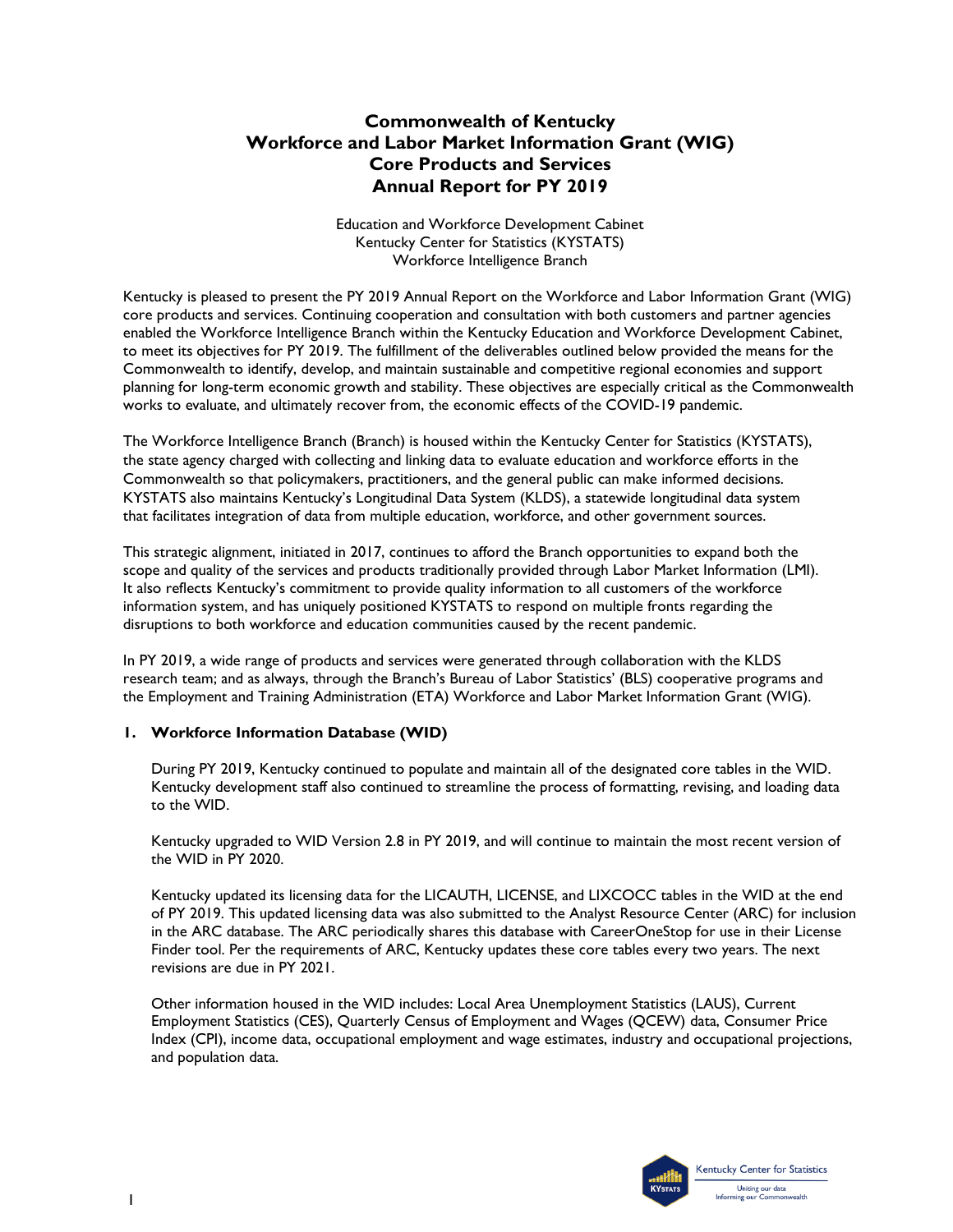# Commonwealth of Kentucky
# Workforce and Labor Market Information Grant (WIG)
# Core Products and Services
# Annual Report for PY 2019

Education and Workforce Development Cabinet
Kentucky Center for Statistics (KYSTATS)
Workforce Intelligence Branch

Kentucky is pleased to present the PY 2019 Annual Report on the Workforce and Labor Information Grant (WIG) core products and services. Continuing cooperation and consultation with both customers and partner agencies enabled the Workforce Intelligence Branch within the Kentucky Education and Workforce Development Cabinet, to meet its objectives for PY 2019. The fulfillment of the deliverables outlined below provided the means for the Commonwealth to identify, develop, and maintain sustainable and competitive regional economies and support planning for long-term economic growth and stability. These objectives are especially critical as the Commonwealth works to evaluate, and ultimately recover from, the economic effects of the COVID-19 pandemic.

The Workforce Intelligence Branch (Branch) is housed within the Kentucky Center for Statistics (KYSTATS), the state agency charged with collecting and linking data to evaluate education and workforce efforts in the Commonwealth so that policymakers, practitioners, and the general public can make informed decisions. KYSTATS also maintains Kentucky's Longitudinal Data System (KLDS), a statewide longitudinal data system that facilitates integration of data from multiple education, workforce, and other government sources.

This strategic alignment, initiated in 2017, continues to afford the Branch opportunities to expand both the scope and quality of the services and products traditionally provided through Labor Market Information (LMI). It also reflects Kentucky's commitment to provide quality information to all customers of the workforce information system, and has uniquely positioned KYSTATS to respond on multiple fronts regarding the disruptions to both workforce and education communities caused by the recent pandemic.

In PY 2019, a wide range of products and services were generated through collaboration with the KLDS research team; and as always, through the Branch's Bureau of Labor Statistics' (BLS) cooperative programs and the Employment and Training Administration (ETA) Workforce and Labor Market Information Grant (WIG).

## 1. Workforce Information Database (WID)

During PY 2019, Kentucky continued to populate and maintain all of the designated core tables in the WID. Kentucky development staff also continued to streamline the process of formatting, revising, and loading data to the WID.

Kentucky upgraded to WID Version 2.8 in PY 2019, and will continue to maintain the most recent version of the WID in PY 2020.

Kentucky updated its licensing data for the LICAUTH, LICENSE, and LIXCOCC tables in the WID at the end of PY 2019. This updated licensing data was also submitted to the Analyst Resource Center (ARC) for inclusion in the ARC database. The ARC periodically shares this database with CareerOneStop for use in their License Finder tool. Per the requirements of ARC, Kentucky updates these core tables every two years. The next revisions are due in PY 2021.

Other information housed in the WID includes: Local Area Unemployment Statistics (LAUS), Current Employment Statistics (CES), Quarterly Census of Employment and Wages (QCEW) data, Consumer Price Index (CPI), income data, occupational employment and wage estimates, industry and occupational projections, and population data.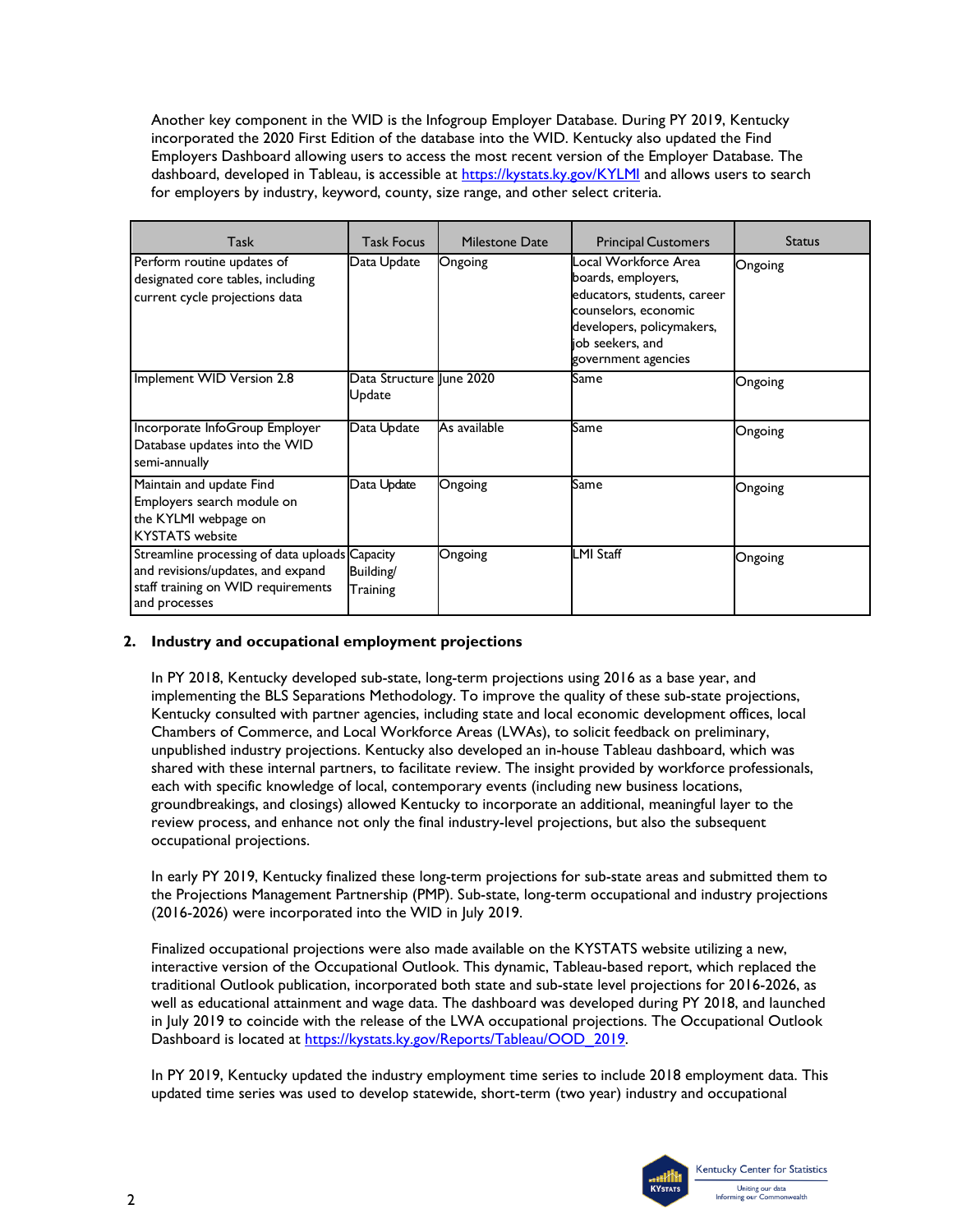Another key component in the WID is the Infogroup Employer Database. During PY 2019, Kentucky incorporated the 2020 First Edition of the database into the WID. Kentucky also updated the Find Employers Dashboard allowing users to access the most recent version of the Employer Database. The dashboard, developed in Tableau, is accessible at https://kystats.ky.gov/KYLMI and allows users to search for employers by industry, keyword, county, size range, and other select criteria.

| Task | Task Focus | Milestone Date | Principal Customers | Status |
|---|---|---|---|---|
| Perform routine updates of designated core tables, including current cycle projections data | Data Update | Ongoing | Local Workforce Area boards, employers, educators, students, career counselors, economic developers, policymakers, job seekers, and government agencies | Ongoing |
| Implement WID Version 2.8 | Data Structure Update | June 2020 | Same | Ongoing |
| Incorporate InfoGroup Employer Database updates into the WID semi-annually | Data Update | As available | Same | Ongoing |
| Maintain and update Find Employers search module on the KYLMI webpage on KYSTATS website | Data Update | Ongoing | Same | Ongoing |
| Streamline processing of data uploads and revisions/updates, and expand staff training on WID requirements and processes | Capacity Building/ Training | Ongoing | LMI Staff | Ongoing |

**2. Industry and occupational employment projections**

In PY 2018, Kentucky developed sub-state, long-term projections using 2016 as a base year, and implementing the BLS Separations Methodology. To improve the quality of these sub-state projections, Kentucky consulted with partner agencies, including state and local economic development offices, local Chambers of Commerce, and Local Workforce Areas (LWAs), to solicit feedback on preliminary, unpublished industry projections. Kentucky also developed an in-house Tableau dashboard, which was shared with these internal partners, to facilitate review. The insight provided by workforce professionals, each with specific knowledge of local, contemporary events (including new business locations, groundbreakings, and closings) allowed Kentucky to incorporate an additional, meaningful layer to the review process, and enhance not only the final industry-level projections, but also the subsequent occupational projections.

In early PY 2019, Kentucky finalized these long-term projections for sub-state areas and submitted them to the Projections Management Partnership (PMP). Sub-state, long-term occupational and industry projections (2016-2026) were incorporated into the WID in July 2019.

Finalized occupational projections were also made available on the KYSTATS website utilizing a new, interactive version of the Occupational Outlook. This dynamic, Tableau-based report, which replaced the traditional Outlook publication, incorporated both state and sub-state level projections for 2016-2026, as well as educational attainment and wage data. The dashboard was developed during PY 2018, and launched in July 2019 to coincide with the release of the LWA occupational projections. The Occupational Outlook Dashboard is located at https://kystats.ky.gov/Reports/Tableau/OOD_2019.

In PY 2019, Kentucky updated the industry employment time series to include 2018 employment data. This updated time series was used to develop statewide, short-term (two year) industry and occupational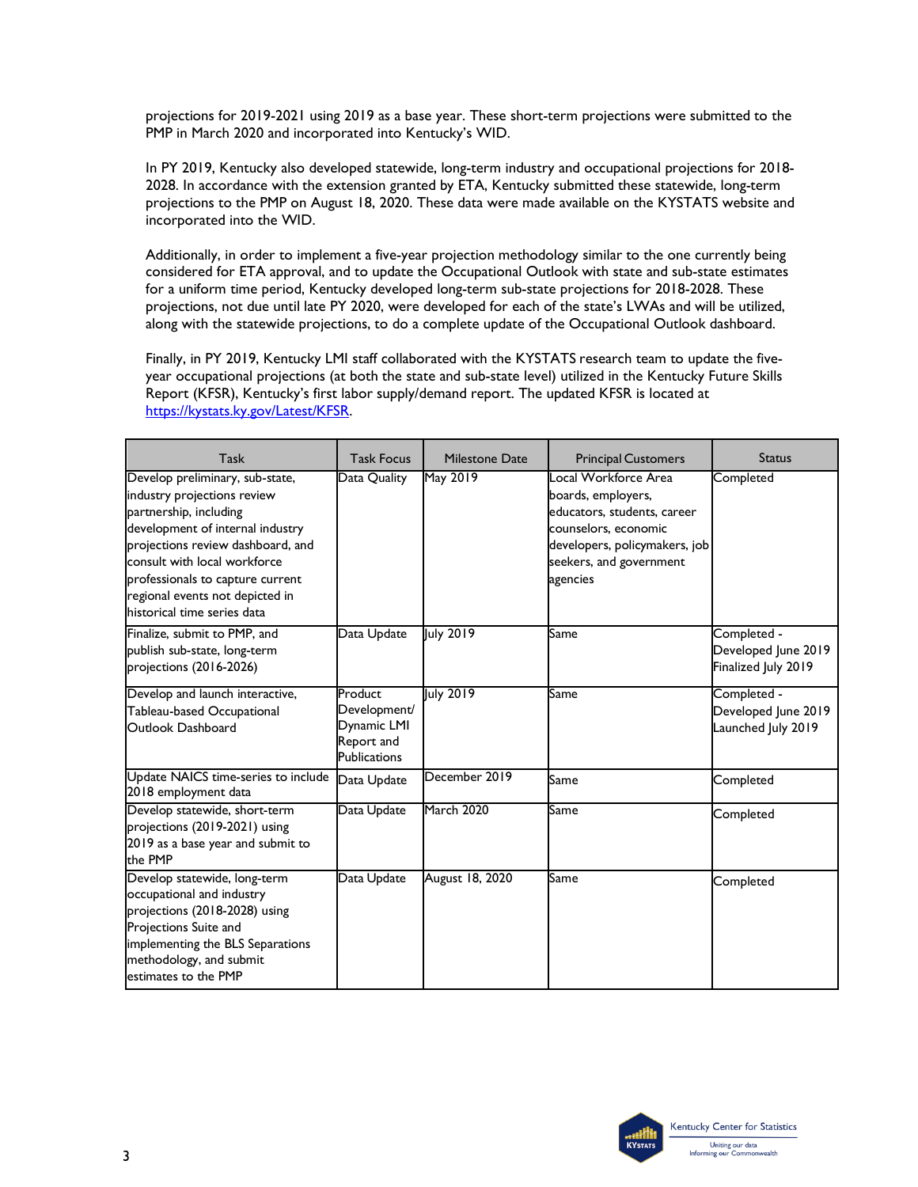projections for 2019-2021 using 2019 as a base year. These short-term projections were submitted to the PMP in March 2020 and incorporated into Kentucky's WID.

In PY 2019, Kentucky also developed statewide, long-term industry and occupational projections for 2018-2028. In accordance with the extension granted by ETA, Kentucky submitted these statewide, long-term projections to the PMP on August 18, 2020. These data were made available on the KYSTATS website and incorporated into the WID.

Additionally, in order to implement a five-year projection methodology similar to the one currently being considered for ETA approval, and to update the Occupational Outlook with state and sub-state estimates for a uniform time period, Kentucky developed long-term sub-state projections for 2018-2028. These projections, not due until late PY 2020, were developed for each of the state's LWAs and will be utilized, along with the statewide projections, to do a complete update of the Occupational Outlook dashboard.

Finally, in PY 2019, Kentucky LMI staff collaborated with the KYSTATS research team to update the five-year occupational projections (at both the state and sub-state level) utilized in the Kentucky Future Skills Report (KFSR), Kentucky's first labor supply/demand report. The updated KFSR is located at https://kystats.ky.gov/Latest/KFSR.

| Task | Task Focus | Milestone Date | Principal Customers | Status |
|---|---|---|---|---|
| Develop preliminary, sub-state, industry projections review partnership, including development of internal industry projections review dashboard, and consult with local workforce professionals to capture current regional events not depicted in historical time series data | Data Quality | May 2019 | Local Workforce Area boards, employers, educators, students, career counselors, economic developers, policymakers, job seekers, and government agencies | Completed |
| Finalize, submit to PMP, and publish sub-state, long-term projections (2016-2026) | Data Update | July 2019 | Same | Completed - Developed June 2019 Finalized July 2019 |
| Develop and launch interactive, Tableau-based Occupational Outlook Dashboard | Product Development/ Dynamic LMI Report and Publications | July 2019 | Same | Completed - Developed June 2019 Launched July 2019 |
| Update NAICS time-series to include 2018 employment data | Data Update | December 2019 | Same | Completed |
| Develop statewide, short-term projections (2019-2021) using 2019 as a base year and submit to the PMP | Data Update | March 2020 | Same | Completed |
| Develop statewide, long-term occupational and industry projections (2018-2028) using Projections Suite and implementing the BLS Separations methodology, and submit estimates to the PMP | Data Update | August 18, 2020 | Same | Completed |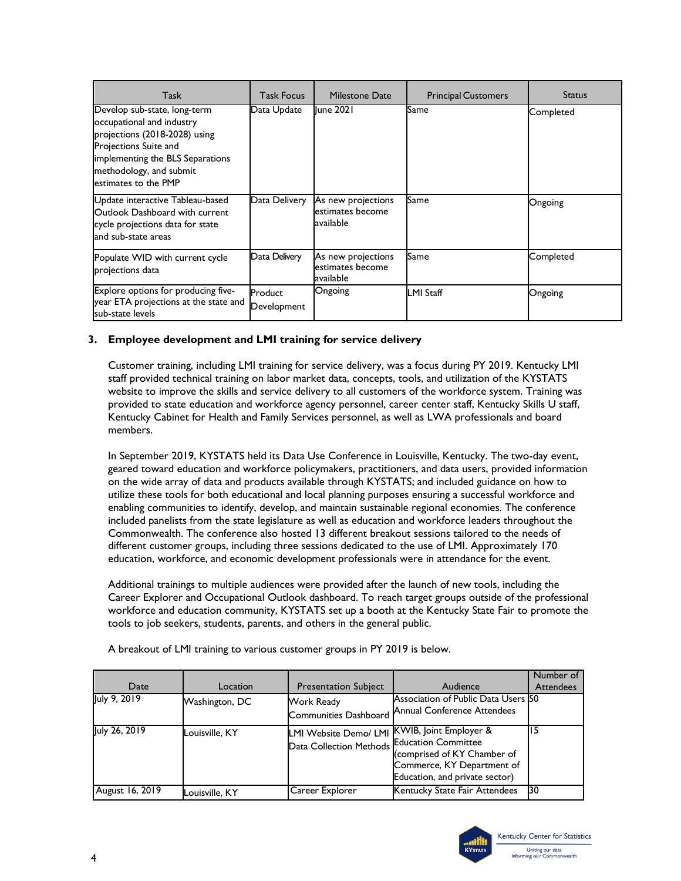| Task | Task Focus | Milestone Date | Principal Customers | Status |
|---|---|---|---|---|
| Develop sub-state, long-term occupational and industry projections (2018-2028) using Projections Suite and implementing the BLS Separations methodology, and submit estimates to the PMP | Data Update | June 2021 | Same | Completed |
| Update interactive Tableau-based Outlook Dashboard with current cycle projections data for state and sub-state areas | Data Delivery | As new projections estimates become available | Same | Ongoing |
| Populate WID with current cycle projections data | Data Delivery | As new projections estimates become available | Same | Completed |
| Explore options for producing five-year ETA projections at the state and sub-state levels | Product Development | Ongoing | LMI Staff | Ongoing |

### 3. Employee development and LMI training for service delivery

Customer training, including LMI training for service delivery, was a focus during PY 2019. Kentucky LMI staff provided technical training on labor market data, concepts, tools, and utilization of the KYSTATS website to improve the skills and service delivery to all customers of the workforce system. Training was provided to state education and workforce agency personnel, career center staff, Kentucky Skills U staff, Kentucky Cabinet for Health and Family Services personnel, as well as LWA professionals and board members.

In September 2019, KYSTATS held its Data Use Conference in Louisville, Kentucky. The two-day event, geared toward education and workforce policymakers, practitioners, and data users, provided information on the wide array of data and products available through KYSTATS; and included guidance on how to utilize these tools for both educational and local planning purposes ensuring a successful workforce and enabling communities to identify, develop, and maintain sustainable regional economies. The conference included panelists from the state legislature as well as education and workforce leaders throughout the Commonwealth. The conference also hosted 13 different breakout sessions tailored to the needs of different customer groups, including three sessions dedicated to the use of LMI. Approximately 170 education, workforce, and economic development professionals were in attendance for the event.

Additional trainings to multiple audiences were provided after the launch of new tools, including the Career Explorer and Occupational Outlook dashboard. To reach target groups outside of the professional workforce and education community, KYSTATS set up a booth at the Kentucky State Fair to promote the tools to job seekers, students, parents, and others in the general public.

A breakout of LMI training to various customer groups in PY 2019 is below.

| Date | Location | Presentation Subject | Audience | Number of Attendees |
|---|---|---|---|---|
| July 9, 2019 | Washington, DC | Work Ready Communities Dashboard | Association of Public Data Users Annual Conference Attendees | 50 |
| July 26, 2019 | Louisville, KY | LMI Website Demo/ LMI Data Collection Methods | KWIB, Joint Employer & Education Committee (comprised of KY Chamber of Commerce, KY Department of Education, and private sector) | 15 |
| August 16, 2019 | Louisville, KY | Career Explorer | Kentucky State Fair Attendees | 30 |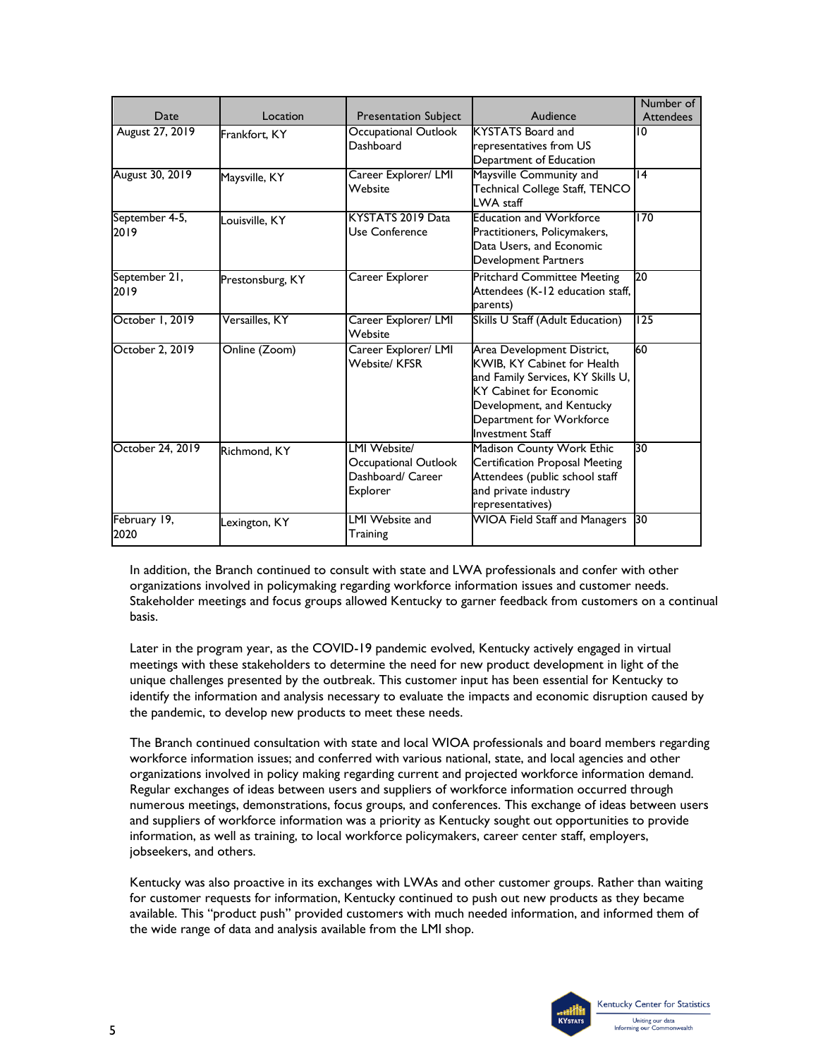| Date | Location | Presentation Subject | Audience | Number of Attendees |
|---|---|---|---|---|
| August 27, 2019 | Frankfort, KY | Occupational Outlook Dashboard | KYSTATS Board and representatives from US Department of Education | 10 |
| August 30, 2019 | Maysville, KY | Career Explorer/ LMI Website | Maysville Community and Technical College Staff, TENCO LWA staff | 14 |
| September 4-5, 2019 | Louisville, KY | KYSTATS 2019 Data Use Conference | Education and Workforce Practitioners, Policymakers, Data Users, and Economic Development Partners | 170 |
| September 21, 2019 | Prestonsburg, KY | Career Explorer | Pritchard Committee Meeting Attendees (K-12 education staff, parents) | 20 |
| October 1, 2019 | Versailles, KY | Career Explorer/ LMI Website | Skills U Staff (Adult Education) | 125 |
| October 2, 2019 | Online (Zoom) | Career Explorer/ LMI Website/ KFSR | Area Development District, KWIB, KY Cabinet for Health and Family Services, KY Skills U, KY Cabinet for Economic Development, and Kentucky Department for Workforce Investment Staff | 60 |
| October 24, 2019 | Richmond, KY | LMI Website/ Occupational Outlook Dashboard/ Career Explorer | Madison County Work Ethic Certification Proposal Meeting Attendees (public school staff and private industry representatives) | 30 |
| February 19, 2020 | Lexington, KY | LMI Website and Training | WIOA Field Staff and Managers | 30 |

In addition, the Branch continued to consult with state and LWA professionals and confer with other organizations involved in policymaking regarding workforce information issues and customer needs. Stakeholder meetings and focus groups allowed Kentucky to garner feedback from customers on a continual basis.

Later in the program year, as the COVID-19 pandemic evolved, Kentucky actively engaged in virtual meetings with these stakeholders to determine the need for new product development in light of the unique challenges presented by the outbreak. This customer input has been essential for Kentucky to identify the information and analysis necessary to evaluate the impacts and economic disruption caused by the pandemic, to develop new products to meet these needs.

The Branch continued consultation with state and local WIOA professionals and board members regarding workforce information issues; and conferred with various national, state, and local agencies and other organizations involved in policy making regarding current and projected workforce information demand. Regular exchanges of ideas between users and suppliers of workforce information occurred through numerous meetings, demonstrations, focus groups, and conferences. This exchange of ideas between users and suppliers of workforce information was a priority as Kentucky sought out opportunities to provide information, as well as training, to local workforce policymakers, career center staff, employers, jobseekers, and others.

Kentucky was also proactive in its exchanges with LWAs and other customer groups. Rather than waiting for customer requests for information, Kentucky continued to push out new products as they became available. This "product push" provided customers with much needed information, and informed them of the wide range of data and analysis available from the LMI shop.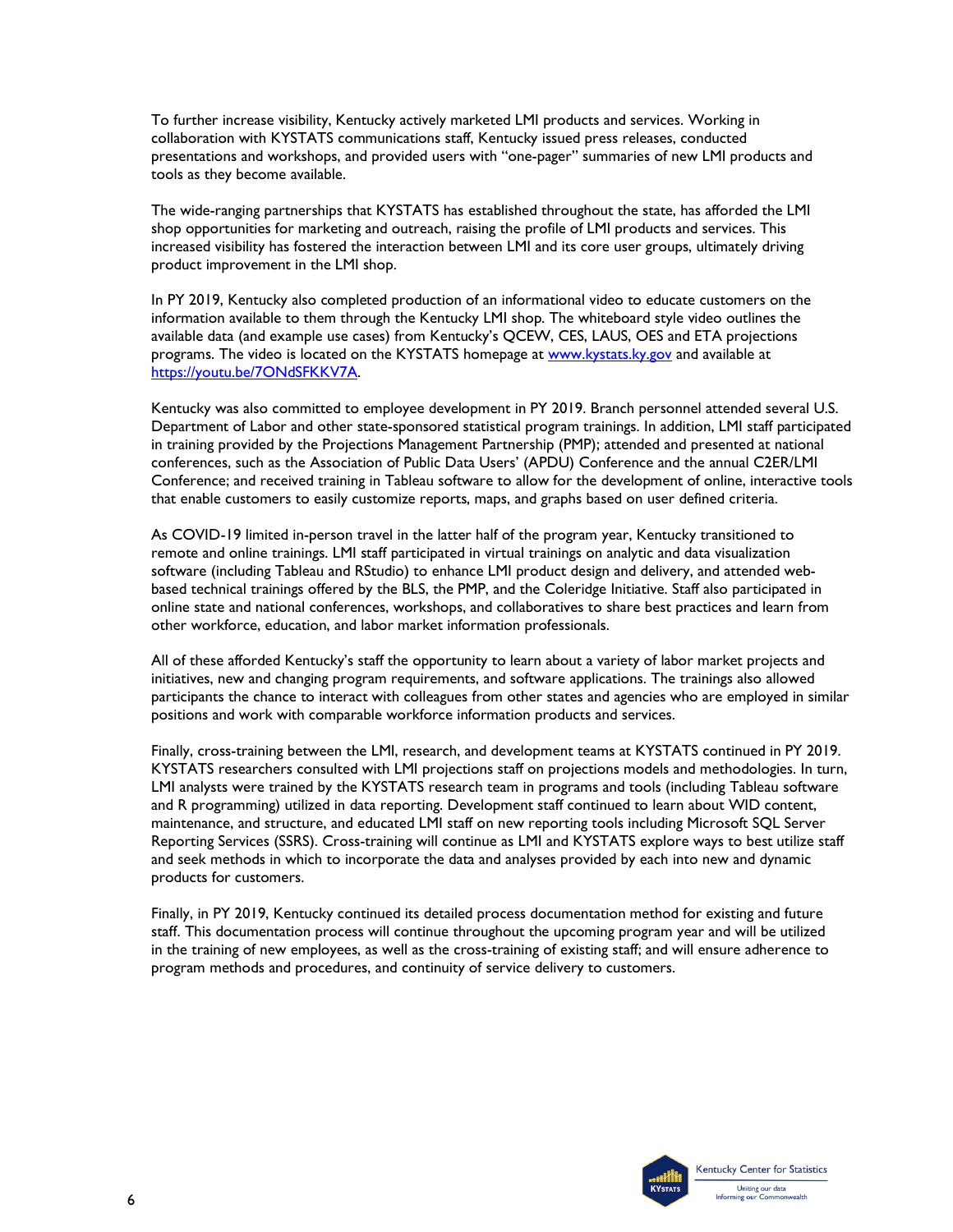To further increase visibility, Kentucky actively marketed LMI products and services. Working in collaboration with KYSTATS communications staff, Kentucky issued press releases, conducted presentations and workshops, and provided users with "one-pager" summaries of new LMI products and tools as they become available.

The wide-ranging partnerships that KYSTATS has established throughout the state, has afforded the LMI shop opportunities for marketing and outreach, raising the profile of LMI products and services. This increased visibility has fostered the interaction between LMI and its core user groups, ultimately driving product improvement in the LMI shop.

In PY 2019, Kentucky also completed production of an informational video to educate customers on the information available to them through the Kentucky LMI shop. The whiteboard style video outlines the available data (and example use cases) from Kentucky's QCEW, CES, LAUS, OES and ETA projections programs. The video is located on the KYSTATS homepage at [www.kystats.ky.gov](www.kystats.ky.gov) and available at [https://youtu.be/7ONdSFKKV7A](https://youtu.be/7ONdSFKKV7A).

Kentucky was also committed to employee development in PY 2019. Branch personnel attended several U.S. Department of Labor and other state-sponsored statistical program trainings. In addition, LMI staff participated in training provided by the Projections Management Partnership (PMP); attended and presented at national conferences, such as the Association of Public Data Users' (APDU) Conference and the annual C2ER/LMI Conference; and received training in Tableau software to allow for the development of online, interactive tools that enable customers to easily customize reports, maps, and graphs based on user defined criteria.

As COVID-19 limited in-person travel in the latter half of the program year, Kentucky transitioned to remote and online trainings. LMI staff participated in virtual trainings on analytic and data visualization software (including Tableau and RStudio) to enhance LMI product design and delivery, and attended web-based technical trainings offered by the BLS, the PMP, and the Coleridge Initiative. Staff also participated in online state and national conferences, workshops, and collaboratives to share best practices and learn from other workforce, education, and labor market information professionals.

All of these afforded Kentucky's staff the opportunity to learn about a variety of labor market projects and initiatives, new and changing program requirements, and software applications. The trainings also allowed participants the chance to interact with colleagues from other states and agencies who are employed in similar positions and work with comparable workforce information products and services.

Finally, cross-training between the LMI, research, and development teams at KYSTATS continued in PY 2019. KYSTATS researchers consulted with LMI projections staff on projections models and methodologies. In turn, LMI analysts were trained by the KYSTATS research team in programs and tools (including Tableau software and R programming) utilized in data reporting. Development staff continued to learn about WID content, maintenance, and structure, and educated LMI staff on new reporting tools including Microsoft SQL Server Reporting Services (SSRS). Cross-training will continue as LMI and KYSTATS explore ways to best utilize staff and seek methods in which to incorporate the data and analyses provided by each into new and dynamic products for customers.

Finally, in PY 2019, Kentucky continued its detailed process documentation method for existing and future staff. This documentation process will continue throughout the upcoming program year and will be utilized in the training of new employees, as well as the cross-training of existing staff; and will ensure adherence to program methods and procedures, and continuity of service delivery to customers.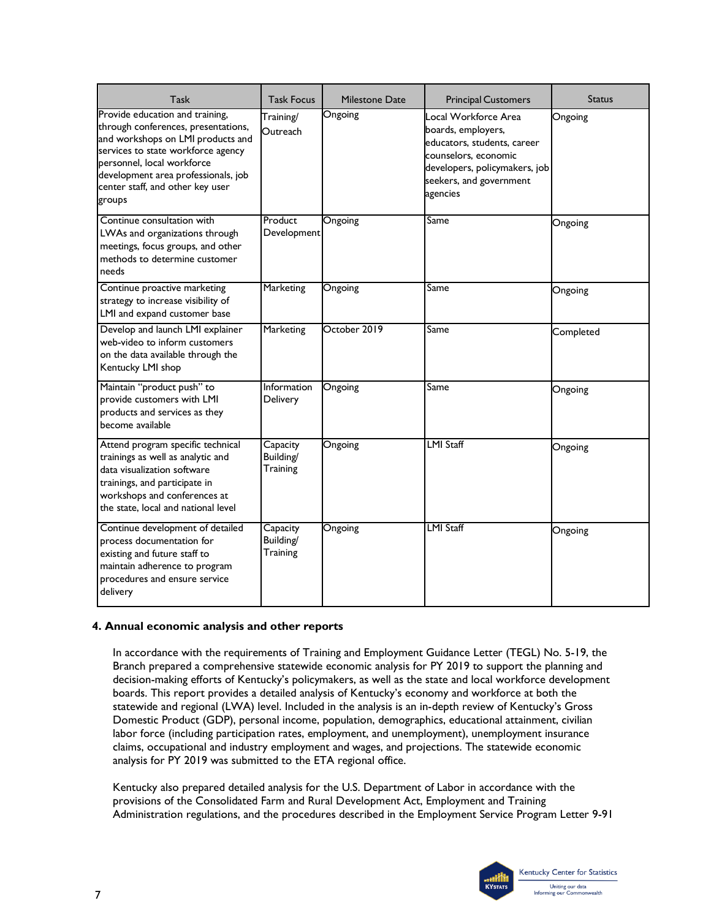| Task | Task Focus | Milestone Date | Principal Customers | Status |
|---|---|---|---|---|
| Provide education and training, through conferences, presentations, and workshops on LMI products and services to state workforce agency personnel, local workforce development area professionals, job center staff, and other key user groups | Training/ Outreach | Ongoing | Local Workforce Area boards, employers, educators, students, career counselors, economic developers, policymakers, job seekers, and government agencies | Ongoing |
| Continue consultation with LWAs and organizations through meetings, focus groups, and other methods to determine customer needs | Product Development | Ongoing | Same | Ongoing |
| Continue proactive marketing strategy to increase visibility of LMI and expand customer base | Marketing | Ongoing | Same | Ongoing |
| Develop and launch LMI explainer web-video to inform customers on the data available through the Kentucky LMI shop | Marketing | October 2019 | Same | Completed |
| Maintain "product push" to provide customers with LMI products and services as they become available | Information Delivery | Ongoing | Same | Ongoing |
| Attend program specific technical trainings as well as analytic and data visualization software trainings, and participate in workshops and conferences at the state, local and national level | Capacity Building/ Training | Ongoing | LMI Staff | Ongoing |
| Continue development of detailed process documentation for existing and future staff to maintain adherence to program procedures and ensure service delivery | Capacity Building/ Training | Ongoing | LMI Staff | Ongoing |

**4. Annual economic analysis and other reports**

In accordance with the requirements of Training and Employment Guidance Letter (TEGL) No. 5-19, the Branch prepared a comprehensive statewide economic analysis for PY 2019 to support the planning and decision-making efforts of Kentucky's policymakers, as well as the state and local workforce development boards. This report provides a detailed analysis of Kentucky's economy and workforce at both the statewide and regional (LWA) level. Included in the analysis is an in-depth review of Kentucky's Gross Domestic Product (GDP), personal income, population, demographics, educational attainment, civilian labor force (including participation rates, employment, and unemployment), unemployment insurance claims, occupational and industry employment and wages, and projections. The statewide economic analysis for PY 2019 was submitted to the ETA regional office.

Kentucky also prepared detailed analysis for the U.S. Department of Labor in accordance with the provisions of the Consolidated Farm and Rural Development Act, Employment and Training Administration regulations, and the procedures described in the Employment Service Program Letter 9-91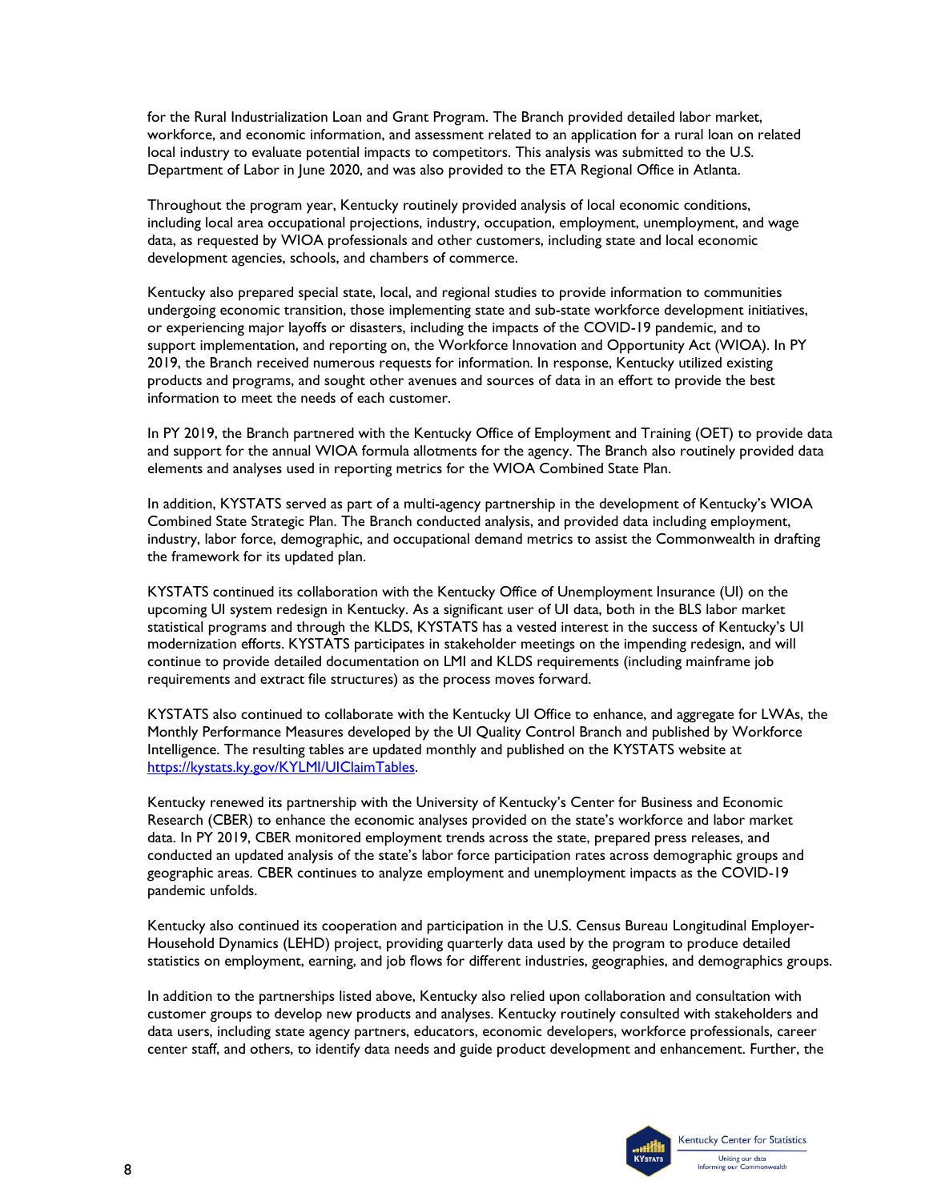for the Rural Industrialization Loan and Grant Program. The Branch provided detailed labor market, workforce, and economic information, and assessment related to an application for a rural loan on related local industry to evaluate potential impacts to competitors. This analysis was submitted to the U.S. Department of Labor in June 2020, and was also provided to the ETA Regional Office in Atlanta.

Throughout the program year, Kentucky routinely provided analysis of local economic conditions, including local area occupational projections, industry, occupation, employment, unemployment, and wage data, as requested by WIOA professionals and other customers, including state and local economic development agencies, schools, and chambers of commerce.

Kentucky also prepared special state, local, and regional studies to provide information to communities undergoing economic transition, those implementing state and sub-state workforce development initiatives, or experiencing major layoffs or disasters, including the impacts of the COVID-19 pandemic, and to support implementation, and reporting on, the Workforce Innovation and Opportunity Act (WIOA). In PY 2019, the Branch received numerous requests for information. In response, Kentucky utilized existing products and programs, and sought other avenues and sources of data in an effort to provide the best information to meet the needs of each customer.

In PY 2019, the Branch partnered with the Kentucky Office of Employment and Training (OET) to provide data and support for the annual WIOA formula allotments for the agency. The Branch also routinely provided data elements and analyses used in reporting metrics for the WIOA Combined State Plan.

In addition, KYSTATS served as part of a multi-agency partnership in the development of Kentucky's WIOA Combined State Strategic Plan. The Branch conducted analysis, and provided data including employment, industry, labor force, demographic, and occupational demand metrics to assist the Commonwealth in drafting the framework for its updated plan.

KYSTATS continued its collaboration with the Kentucky Office of Unemployment Insurance (UI) on the upcoming UI system redesign in Kentucky. As a significant user of UI data, both in the BLS labor market statistical programs and through the KLDS, KYSTATS has a vested interest in the success of Kentucky's UI modernization efforts. KYSTATS participates in stakeholder meetings on the impending redesign, and will continue to provide detailed documentation on LMI and KLDS requirements (including mainframe job requirements and extract file structures) as the process moves forward.

KYSTATS also continued to collaborate with the Kentucky UI Office to enhance, and aggregate for LWAs, the Monthly Performance Measures developed by the UI Quality Control Branch and published by Workforce Intelligence. The resulting tables are updated monthly and published on the KYSTATS website at [https://kystats.ky.gov/KYLMI/UIClaimTables](https://kystats.ky.gov/KYLMI/UIClaimTables).

Kentucky renewed its partnership with the University of Kentucky's Center for Business and Economic Research (CBER) to enhance the economic analyses provided on the state's workforce and labor market data. In PY 2019, CBER monitored employment trends across the state, prepared press releases, and conducted an updated analysis of the state's labor force participation rates across demographic groups and geographic areas. CBER continues to analyze employment and unemployment impacts as the COVID-19 pandemic unfolds.

Kentucky also continued its cooperation and participation in the U.S. Census Bureau Longitudinal Employer-Household Dynamics (LEHD) project, providing quarterly data used by the program to produce detailed statistics on employment, earning, and job flows for different industries, geographies, and demographics groups.

In addition to the partnerships listed above, Kentucky also relied upon collaboration and consultation with customer groups to develop new products and analyses. Kentucky routinely consulted with stakeholders and data users, including state agency partners, educators, economic developers, workforce professionals, career center staff, and others, to identify data needs and guide product development and enhancement. Further, the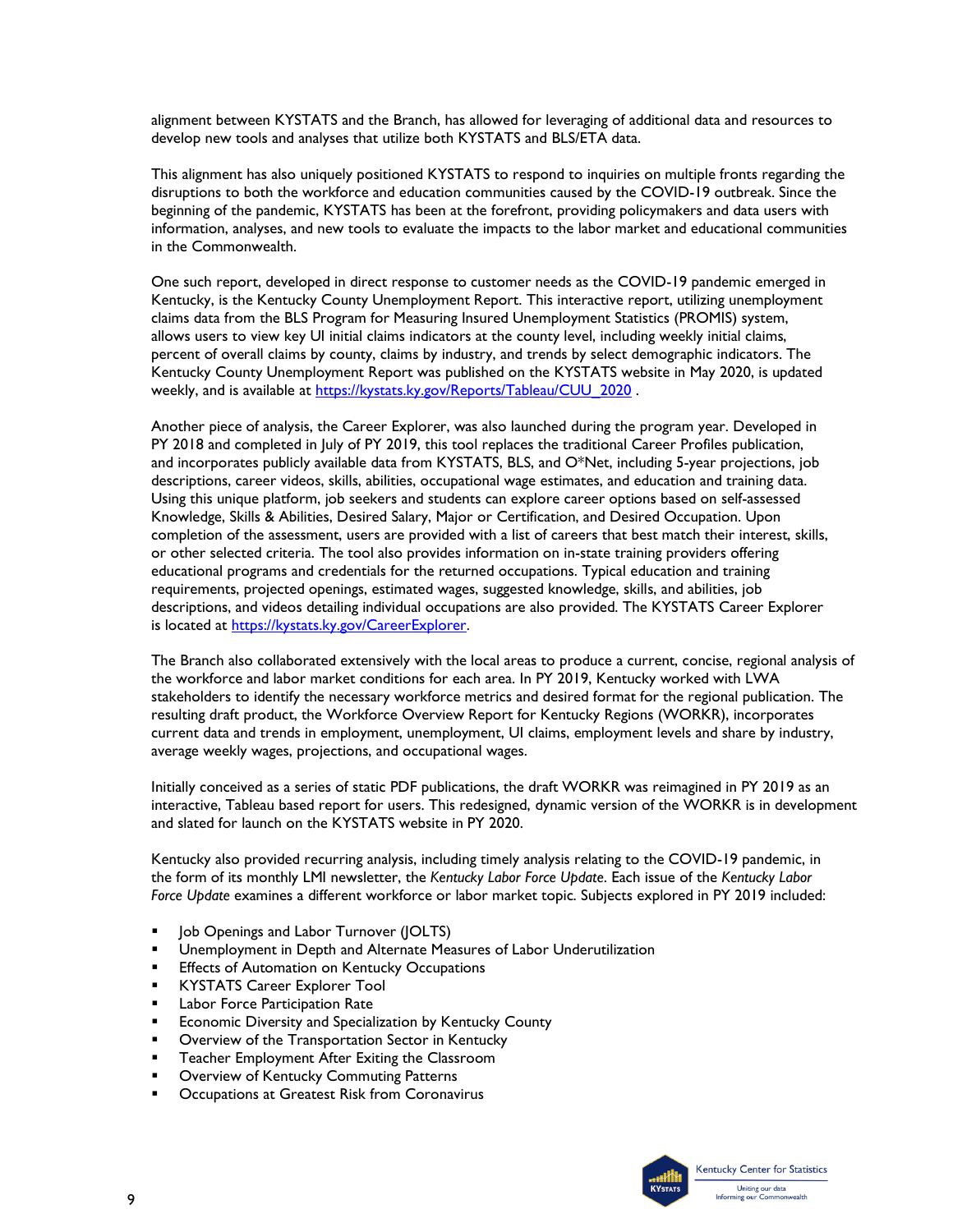alignment between KYSTATS and the Branch, has allowed for leveraging of additional data and resources to develop new tools and analyses that utilize both KYSTATS and BLS/ETA data.

This alignment has also uniquely positioned KYSTATS to respond to inquiries on multiple fronts regarding the disruptions to both the workforce and education communities caused by the COVID-19 outbreak. Since the beginning of the pandemic, KYSTATS has been at the forefront, providing policymakers and data users with information, analyses, and new tools to evaluate the impacts to the labor market and educational communities in the Commonwealth.

One such report, developed in direct response to customer needs as the COVID-19 pandemic emerged in Kentucky, is the Kentucky County Unemployment Report. This interactive report, utilizing unemployment claims data from the BLS Program for Measuring Insured Unemployment Statistics (PROMIS) system, allows users to view key UI initial claims indicators at the county level, including weekly initial claims, percent of overall claims by county, claims by industry, and trends by select demographic indicators. The Kentucky County Unemployment Report was published on the KYSTATS website in May 2020, is updated weekly, and is available at [https://kystats.ky.gov/Reports/Tableau/CUU_2020](https://kystats.ky.gov/Reports/Tableau/CUU_2020) .

Another piece of analysis, the Career Explorer, was also launched during the program year. Developed in PY 2018 and completed in July of PY 2019, this tool replaces the traditional Career Profiles publication, and incorporates publicly available data from KYSTATS, BLS, and O*Net, including 5-year projections, job descriptions, career videos, skills, abilities, occupational wage estimates, and education and training data. Using this unique platform, job seekers and students can explore career options based on self-assessed Knowledge, Skills & Abilities, Desired Salary, Major or Certification, and Desired Occupation. Upon completion of the assessment, users are provided with a list of careers that best match their interest, skills, or other selected criteria. The tool also provides information on in-state training providers offering educational programs and credentials for the returned occupations. Typical education and training requirements, projected openings, estimated wages, suggested knowledge, skills, and abilities, job descriptions, and videos detailing individual occupations are also provided. The KYSTATS Career Explorer is located at [https://kystats.ky.gov/CareerExplorer](https://kystats.ky.gov/CareerExplorer).

The Branch also collaborated extensively with the local areas to produce a current, concise, regional analysis of the workforce and labor market conditions for each area. In PY 2019, Kentucky worked with LWA stakeholders to identify the necessary workforce metrics and desired format for the regional publication. The resulting draft product, the Workforce Overview Report for Kentucky Regions (WORKR), incorporates current data and trends in employment, unemployment, UI claims, employment levels and share by industry, average weekly wages, projections, and occupational wages.

Initially conceived as a series of static PDF publications, the draft WORKR was reimagined in PY 2019 as an interactive, Tableau based report for users. This redesigned, dynamic version of the WORKR is in development and slated for launch on the KYSTATS website in PY 2020.

Kentucky also provided recurring analysis, including timely analysis relating to the COVID-19 pandemic, in the form of its monthly LMI newsletter, the *Kentucky Labor Force Update*. Each issue of the *Kentucky Labor Force Update* examines a different workforce or labor market topic. Subjects explored in PY 2019 included:

- Job Openings and Labor Turnover (JOLTS)
- Unemployment in Depth and Alternate Measures of Labor Underutilization
- Effects of Automation on Kentucky Occupations
- KYSTATS Career Explorer Tool
- Labor Force Participation Rate
- Economic Diversity and Specialization by Kentucky County
- Overview of the Transportation Sector in Kentucky
- Teacher Employment After Exiting the Classroom
- Overview of Kentucky Commuting Patterns
- Occupations at Greatest Risk from Coronavirus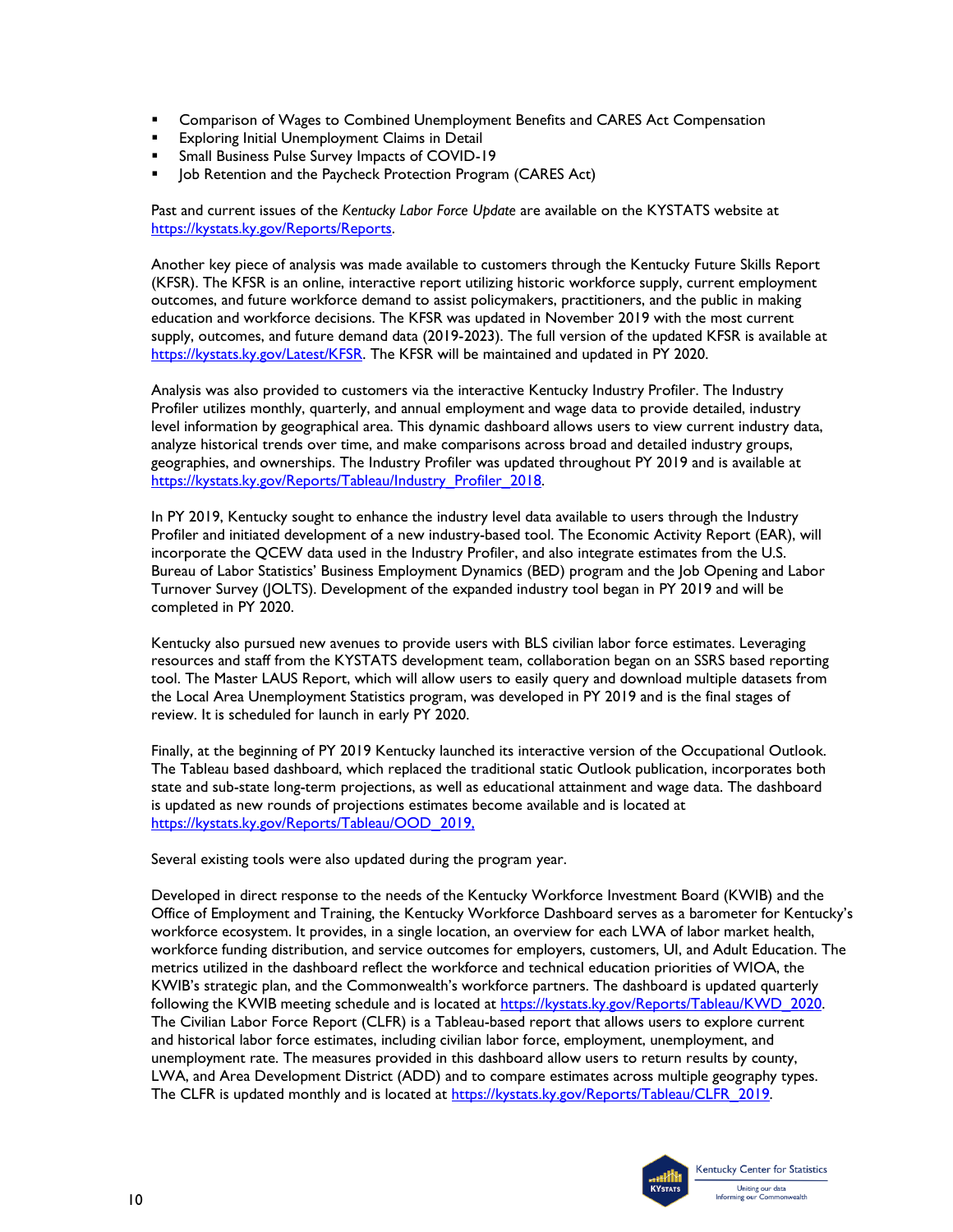- Comparison of Wages to Combined Unemployment Benefits and CARES Act Compensation
- Exploring Initial Unemployment Claims in Detail
- Small Business Pulse Survey Impacts of COVID-19
- Job Retention and the Paycheck Protection Program (CARES Act)

Past and current issues of the *Kentucky Labor Force Update* are available on the KYSTATS website at https://kystats.ky.gov/Reports/Reports.

Another key piece of analysis was made available to customers through the Kentucky Future Skills Report (KFSR). The KFSR is an online, interactive report utilizing historic workforce supply, current employment outcomes, and future workforce demand to assist policymakers, practitioners, and the public in making education and workforce decisions. The KFSR was updated in November 2019 with the most current supply, outcomes, and future demand data (2019-2023). The full version of the updated KFSR is available at https://kystats.ky.gov/Latest/KFSR. The KFSR will be maintained and updated in PY 2020.

Analysis was also provided to customers via the interactive Kentucky Industry Profiler. The Industry Profiler utilizes monthly, quarterly, and annual employment and wage data to provide detailed, industry level information by geographical area. This dynamic dashboard allows users to view current industry data, analyze historical trends over time, and make comparisons across broad and detailed industry groups, geographies, and ownerships. The Industry Profiler was updated throughout PY 2019 and is available at https://kystats.ky.gov/Reports/Tableau/Industry_Profiler_2018.

In PY 2019, Kentucky sought to enhance the industry level data available to users through the Industry Profiler and initiated development of a new industry-based tool. The Economic Activity Report (EAR), will incorporate the QCEW data used in the Industry Profiler, and also integrate estimates from the U.S. Bureau of Labor Statistics' Business Employment Dynamics (BED) program and the Job Opening and Labor Turnover Survey (JOLTS). Development of the expanded industry tool began in PY 2019 and will be completed in PY 2020.

Kentucky also pursued new avenues to provide users with BLS civilian labor force estimates. Leveraging resources and staff from the KYSTATS development team, collaboration began on an SSRS based reporting tool. The Master LAUS Report, which will allow users to easily query and download multiple datasets from the Local Area Unemployment Statistics program, was developed in PY 2019 and is the final stages of review. It is scheduled for launch in early PY 2020.

Finally, at the beginning of PY 2019 Kentucky launched its interactive version of the Occupational Outlook. The Tableau based dashboard, which replaced the traditional static Outlook publication, incorporates both state and sub-state long-term projections, as well as educational attainment and wage data. The dashboard is updated as new rounds of projections estimates become available and is located at https://kystats.ky.gov/Reports/Tableau/OOD_2019,

Several existing tools were also updated during the program year.

Developed in direct response to the needs of the Kentucky Workforce Investment Board (KWIB) and the Office of Employment and Training, the Kentucky Workforce Dashboard serves as a barometer for Kentucky's workforce ecosystem. It provides, in a single location, an overview for each LWA of labor market health, workforce funding distribution, and service outcomes for employers, customers, UI, and Adult Education. The metrics utilized in the dashboard reflect the workforce and technical education priorities of WIOA, the KWIB's strategic plan, and the Commonwealth's workforce partners. The dashboard is updated quarterly following the KWIB meeting schedule and is located at https://kystats.ky.gov/Reports/Tableau/KWD_2020. The Civilian Labor Force Report (CLFR) is a Tableau-based report that allows users to explore current and historical labor force estimates, including civilian labor force, employment, unemployment, and unemployment rate. The measures provided in this dashboard allow users to return results by county, LWA, and Area Development District (ADD) and to compare estimates across multiple geography types. The CLFR is updated monthly and is located at https://kystats.ky.gov/Reports/Tableau/CLFR_2019.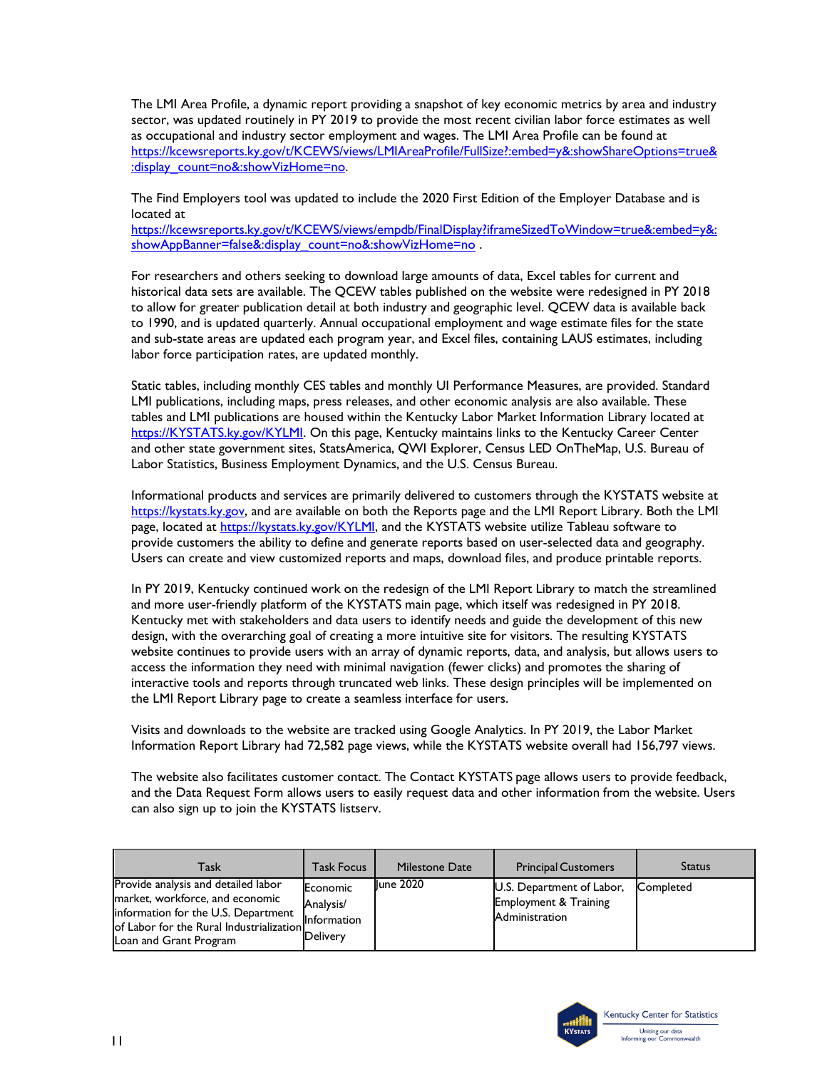The LMI Area Profile, a dynamic report providing a snapshot of key economic metrics by area and industry sector, was updated routinely in PY 2019 to provide the most recent civilian labor force estimates as well as occupational and industry sector employment and wages. The LMI Area Profile can be found at https://kcewsreports.ky.gov/t/KCEWS/views/LMIAreaProfile/FullSize?:embed=y&:showShareOptions=true&:display_count=no&:showVizHome=no.

The Find Employers tool was updated to include the 2020 First Edition of the Employer Database and is located at https://kcewsreports.ky.gov/t/KCEWS/views/empdb/FinalDisplay?iframeSizedToWindow=true&:embed=y&:showAppBanner=false&:display_count=no&:showVizHome=no .

For researchers and others seeking to download large amounts of data, Excel tables for current and historical data sets are available. The QCEW tables published on the website were redesigned in PY 2018 to allow for greater publication detail at both industry and geographic level. QCEW data is available back to 1990, and is updated quarterly. Annual occupational employment and wage estimate files for the state and sub-state areas are updated each program year, and Excel files, containing LAUS estimates, including labor force participation rates, are updated monthly.

Static tables, including monthly CES tables and monthly UI Performance Measures, are provided. Standard LMI publications, including maps, press releases, and other economic analysis are also available. These tables and LMI publications are housed within the Kentucky Labor Market Information Library located at https://KYSTATS.ky.gov/KYLMI. On this page, Kentucky maintains links to the Kentucky Career Center and other state government sites, StatsAmerica, QWI Explorer, Census LED OnTheMap, U.S. Bureau of Labor Statistics, Business Employment Dynamics, and the U.S. Census Bureau.

Informational products and services are primarily delivered to customers through the KYSTATS website at https://kystats.ky.gov, and are available on both the Reports page and the LMI Report Library. Both the LMI page, located at https://kystats.ky.gov/KYLMI, and the KYSTATS website utilize Tableau software to provide customers the ability to define and generate reports based on user-selected data and geography. Users can create and view customized reports and maps, download files, and produce printable reports.

In PY 2019, Kentucky continued work on the redesign of the LMI Report Library to match the streamlined and more user-friendly platform of the KYSTATS main page, which itself was redesigned in PY 2018. Kentucky met with stakeholders and data users to identify needs and guide the development of this new design, with the overarching goal of creating a more intuitive site for visitors. The resulting KYSTATS website continues to provide users with an array of dynamic reports, data, and analysis, but allows users to access the information they need with minimal navigation (fewer clicks) and promotes the sharing of interactive tools and reports through truncated web links. These design principles will be implemented on the LMI Report Library page to create a seamless interface for users.

Visits and downloads to the website are tracked using Google Analytics. In PY 2019, the Labor Market Information Report Library had 72,582 page views, while the KYSTATS website overall had 156,797 views.

The website also facilitates customer contact. The Contact KYSTATS page allows users to provide feedback, and the Data Request Form allows users to easily request data and other information from the website. Users can also sign up to join the KYSTATS listserv.

| Task | Task Focus | Milestone Date | Principal Customers | Status |
|---|---|---|---|---|
| Provide analysis and detailed labor market, workforce, and economic information for the U.S. Department of Labor for the Rural Industrialization Loan and Grant Program | Economic Analysis/ Information Delivery | June 2020 | U.S. Department of Labor, Employment & Training Administration | Completed |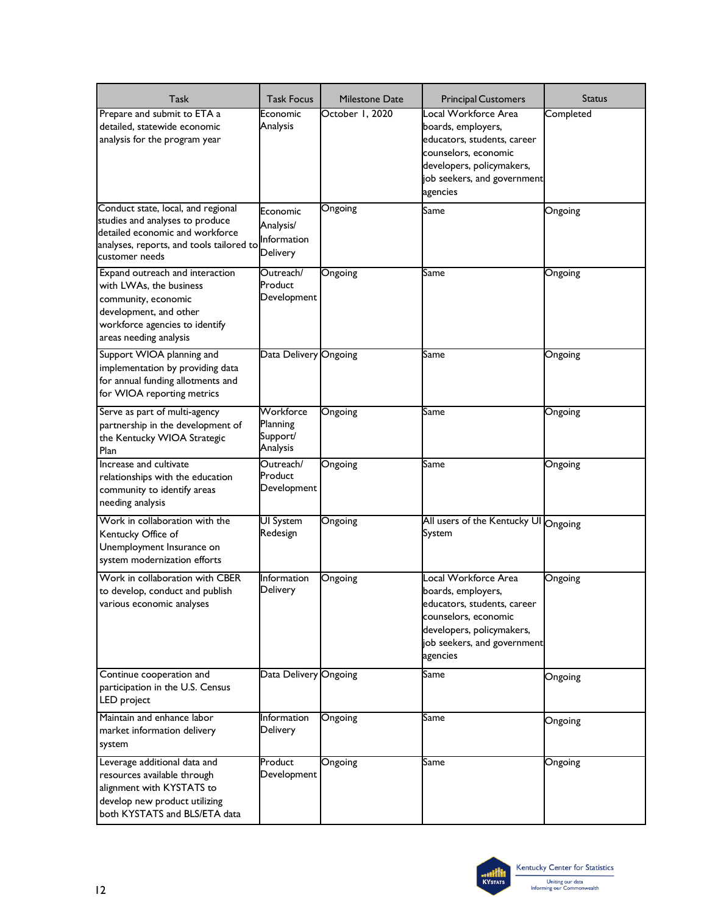| Task | Task Focus | Milestone Date | Principal Customers | Status |
|---|---|---|---|---|
| Prepare and submit to ETA a detailed, statewide economic analysis for the program year | Economic Analysis | October 1, 2020 | Local Workforce Area boards, employers, educators, students, career counselors, economic developers, policymakers, job seekers, and government agencies | Completed |
| Conduct state, local, and regional studies and analyses to produce detailed economic and workforce analyses, reports, and tools tailored to customer needs | Economic Analysis/ Information Delivery | Ongoing | Same | Ongoing |
| Expand outreach and interaction with LWAs, the business community, economic development, and other workforce agencies to identify areas needing analysis | Outreach/ Product Development | Ongoing | Same | Ongoing |
| Support WIOA planning and implementation by providing data for annual funding allotments and for WIOA reporting metrics | Data Delivery | Ongoing | Same | Ongoing |
| Serve as part of multi-agency partnership in the development of the Kentucky WIOA Strategic Plan | Workforce Planning Support/ Analysis | Ongoing | Same | Ongoing |
| Increase and cultivate relationships with the education community to identify areas needing analysis | Outreach/ Product Development | Ongoing | Same | Ongoing |
| Work in collaboration with the Kentucky Office of Unemployment Insurance on system modernization efforts | UI System Redesign | Ongoing | All users of the Kentucky UI System | Ongoing |
| Work in collaboration with CBER to develop, conduct and publish various economic analyses | Information Delivery | Ongoing | Local Workforce Area boards, employers, educators, students, career counselors, economic developers, policymakers, job seekers, and government agencies | Ongoing |
| Continue cooperation and participation in the U.S. Census LED project | Data Delivery | Ongoing | Same | Ongoing |
| Maintain and enhance labor market information delivery system | Information Delivery | Ongoing | Same | Ongoing |
| Leverage additional data and resources available through alignment with KYSTATS to develop new product utilizing both KYSTATS and BLS/ETA data | Product Development | Ongoing | Same | Ongoing |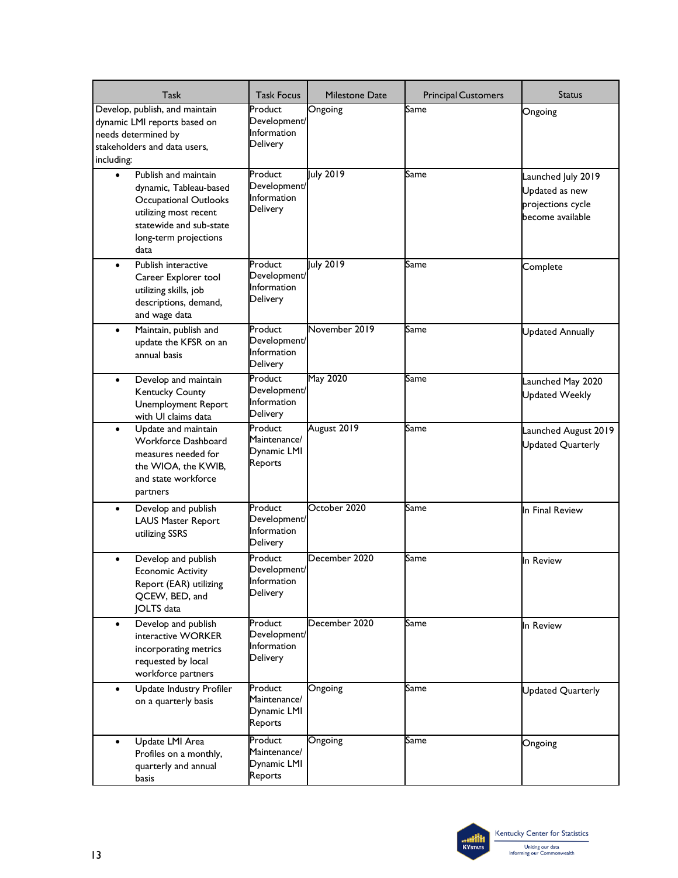| Task | Task Focus | Milestone Date | Principal Customers | Status |
|---|---|---|---|---|
| Develop, publish, and maintain dynamic LMI reports based on needs determined by stakeholders and data users, including: | Product Development/ Information Delivery | Ongoing | Same | Ongoing |
| • Publish and maintain dynamic, Tableau-based Occupational Outlooks utilizing most recent statewide and sub-state long-term projections data | Product Development/ Information Delivery | July 2019 | Same | Launched July 2019 Updated as new projections cycle become available |
| • Publish interactive Career Explorer tool utilizing skills, job descriptions, demand, and wage data | Product Development/ Information Delivery | July 2019 | Same | Complete |
| • Maintain, publish and update the KFSR on an annual basis | Product Development/ Information Delivery | November 2019 | Same | Updated Annually |
| • Develop and maintain Kentucky County Unemployment Report with UI claims data | Product Development/ Information Delivery | May 2020 | Same | Launched May 2020 Updated Weekly |
| • Update and maintain Workforce Dashboard measures needed for the WIOA, the KWIB, and state workforce partners | Product Maintenance/ Dynamic LMI Reports | August 2019 | Same | Launched August 2019 Updated Quarterly |
| • Develop and publish LAUS Master Report utilizing SSRS | Product Development/ Information Delivery | October 2020 | Same | In Final Review |
| • Develop and publish Economic Activity Report (EAR) utilizing QCEW, BED, and JOLTS data | Product Development/ Information Delivery | December 2020 | Same | In Review |
| • Develop and publish interactive WORKER incorporating metrics requested by local workforce partners | Product Development/ Information Delivery | December 2020 | Same | In Review |
| • Update Industry Profiler on a quarterly basis | Product Maintenance/ Dynamic LMI Reports | Ongoing | Same | Updated Quarterly |
| • Update LMI Area Profiles on a monthly, quarterly and annual basis | Product Maintenance/ Dynamic LMI Reports | Ongoing | Same | Ongoing |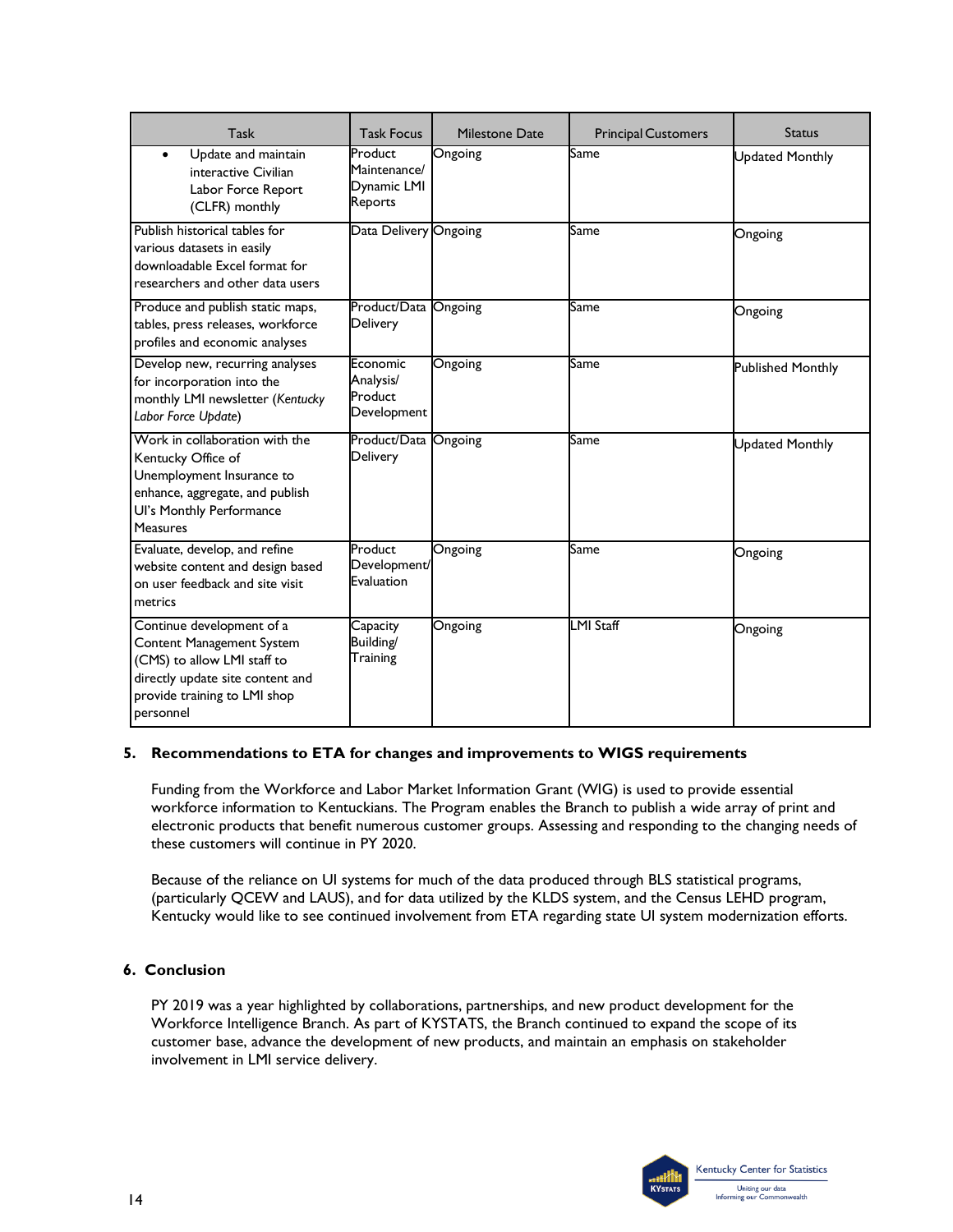| Task | Task Focus | Milestone Date | Principal Customers | Status |
|---|---|---|---|---|
| • Update and maintain interactive Civilian Labor Force Report (CLFR) monthly | Product Maintenance/ Dynamic LMI Reports | Ongoing | Same | Updated Monthly |
| Publish historical tables for various datasets in easily downloadable Excel format for researchers and other data users | Data Delivery | Ongoing | Same | Ongoing |
| Produce and publish static maps, tables, press releases, workforce profiles and economic analyses | Product/Data Delivery | Ongoing | Same | Ongoing |
| Develop new, recurring analyses for incorporation into the monthly LMI newsletter (*Kentucky Labor Force Update*) | Economic Analysis/ Product Development | Ongoing | Same | Published Monthly |
| Work in collaboration with the Kentucky Office of Unemployment Insurance to enhance, aggregate, and publish UI's Monthly Performance Measures | Product/Data Delivery | Ongoing | Same | Updated Monthly |
| Evaluate, develop, and refine website content and design based on user feedback and site visit metrics | Product Development/ Evaluation | Ongoing | Same | Ongoing |
| Continue development of a Content Management System (CMS) to allow LMI staff to directly update site content and provide training to LMI shop personnel | Capacity Building/ Training | Ongoing | LMI Staff | Ongoing |

## 5. Recommendations to ETA for changes and improvements to WIGS requirements

Funding from the Workforce and Labor Market Information Grant (WIG) is used to provide essential workforce information to Kentuckians. The Program enables the Branch to publish a wide array of print and electronic products that benefit numerous customer groups. Assessing and responding to the changing needs of these customers will continue in PY 2020.

Because of the reliance on UI systems for much of the data produced through BLS statistical programs, (particularly QCEW and LAUS), and for data utilized by the KLDS system, and the Census LEHD program, Kentucky would like to see continued involvement from ETA regarding state UI system modernization efforts.

## 6. Conclusion

PY 2019 was a year highlighted by collaborations, partnerships, and new product development for the Workforce Intelligence Branch. As part of KYSTATS, the Branch continued to expand the scope of its customer base, advance the development of new products, and maintain an emphasis on stakeholder involvement in LMI service delivery.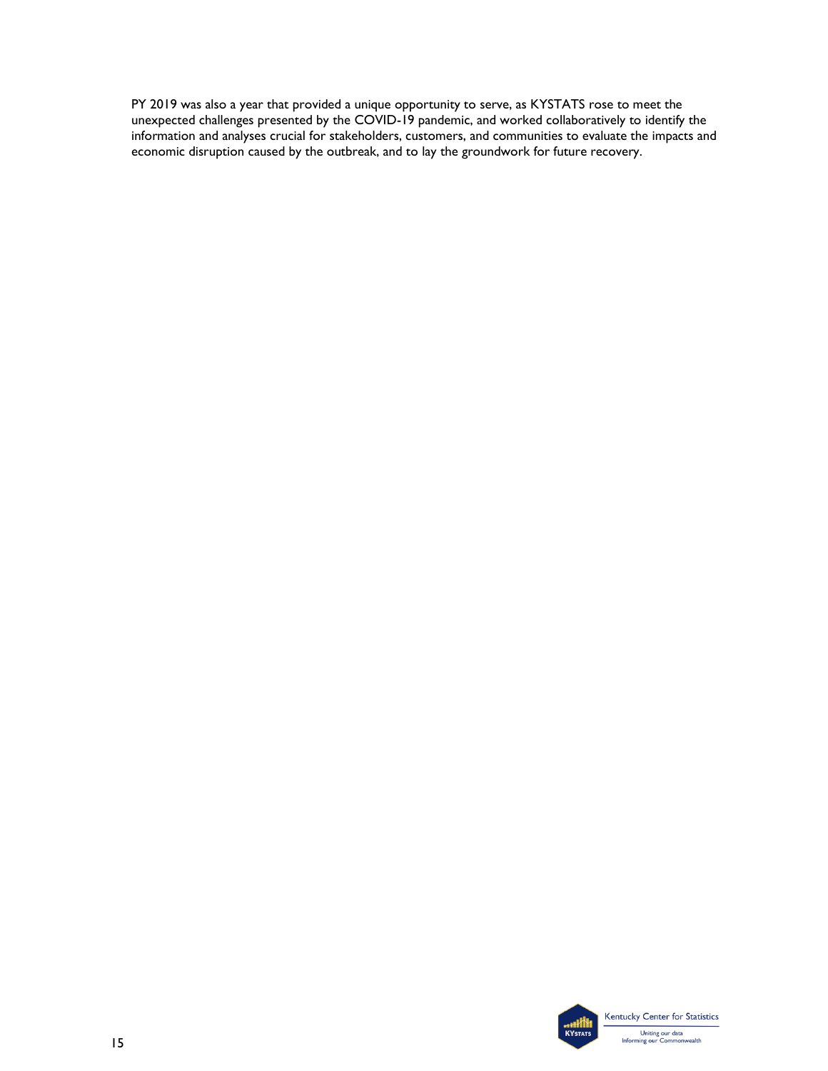PY 2019 was also a year that provided a unique opportunity to serve, as KYSTATS rose to meet the unexpected challenges presented by the COVID-19 pandemic, and worked collaboratively to identify the information and analyses crucial for stakeholders, customers, and communities to evaluate the impacts and economic disruption caused by the outbreak, and to lay the groundwork for future recovery.